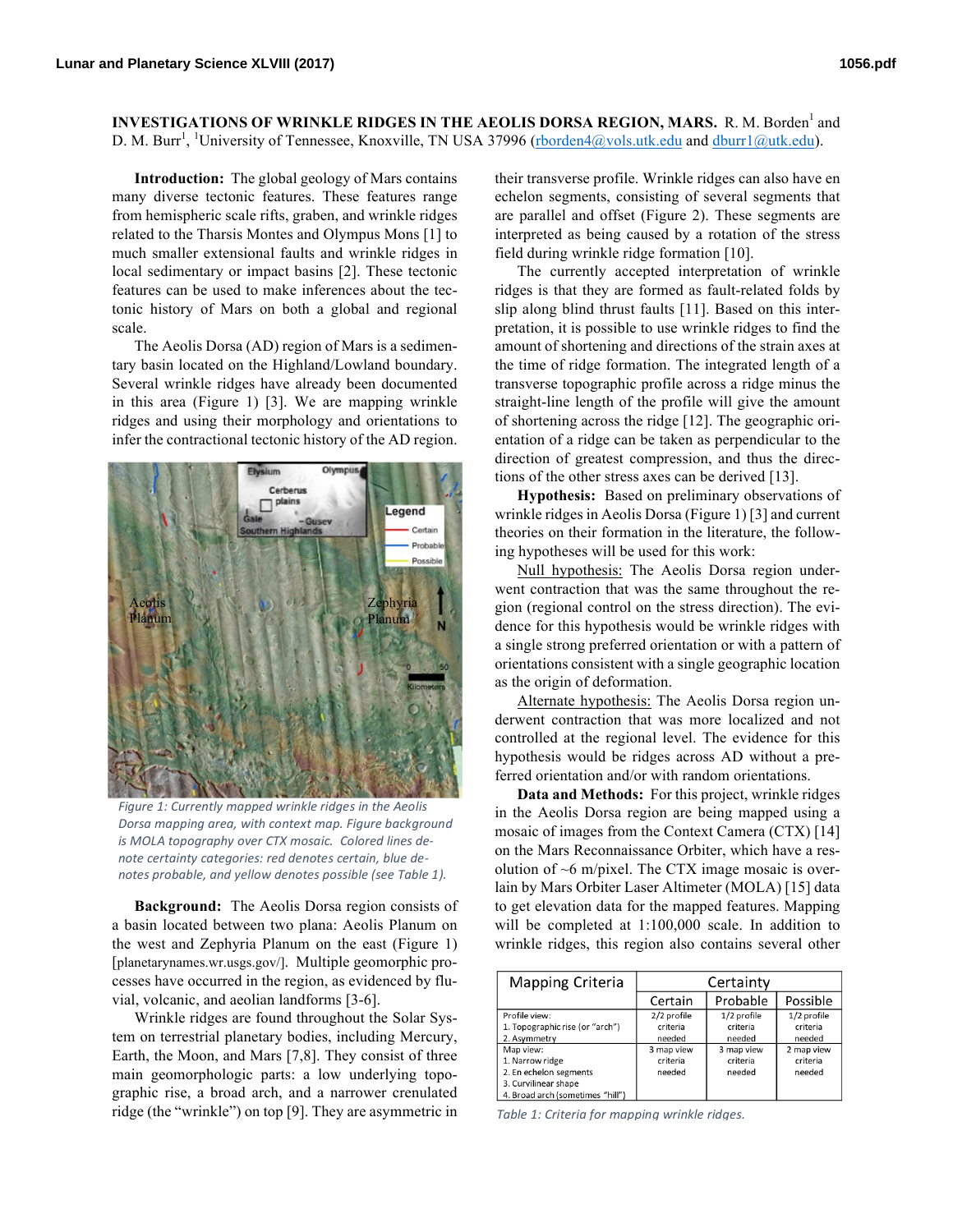**INVESTIGATIONS OF WRINKLE RIDGES IN THE AEOLIS DORSA REGION, MARS.** R. M. Borden[1] and D. M. Burr[1], [1]University of Tennessee, Knoxville, TN USA 37996 (rborden4@vols.utk.edu and dburr1@utk.edu).

**Introduction:** The global geology of Mars contains many diverse tectonic features. These features range from hemispheric scale rifts, graben, and wrinkle ridges related to the Tharsis Montes and Olympus Mons [1] to much smaller extensional faults and wrinkle ridges in local sedimentary or impact basins [2]. These tectonic features can be used to make inferences about the tectonic history of Mars on both a global and regional scale.

The Aeolis Dorsa (AD) region of Mars is a sedimentary basin located on the Highland/Lowland boundary. Several wrinkle ridges have already been documented in this area (Figure 1) [3]. We are mapping wrinkle ridges and using their morphology and orientations to infer the contractional tectonic history of the AD region.

*Figure 1: Currently mapped wrinkle ridges in the Aeolis Dorsa mapping area, with context map. Figure background is MOLA topography over CTX mosaic. Colored lines denote certainty categories: red denotes certain, blue denotes probable, and yellow denotes possible (see Table 1).*

**Background:** The Aeolis Dorsa region consists of a basin located between two plana: Aeolis Planum on the west and Zephyria Planum on the east (Figure 1) [planetarynames.wr.usgs.gov/]. Multiple geomorphic processes have occurred in the region, as evidenced by fluvial, volcanic, and aeolian landforms [3-6].

Wrinkle ridges are found throughout the Solar System on terrestrial planetary bodies, including Mercury, Earth, the Moon, and Mars [7,8]. They consist of three main geomorphologic parts: a low underlying topographic rise, a broad arch, and a narrower crenulated ridge (the "wrinkle") on top [9]. They are asymmetric in their transverse profile. Wrinkle ridges can also have en echelon segments, consisting of several segments that are parallel and offset (Figure 2). These segments are interpreted as being caused by a rotation of the stress field during wrinkle ridge formation [10].

The currently accepted interpretation of wrinkle ridges is that they are formed as fault-related folds by slip along blind thrust faults [11]. Based on this interpretation, it is possible to use wrinkle ridges to find the amount of shortening and directions of the strain axes at the time of ridge formation. The integrated length of a transverse topographic profile across a ridge minus the straight-line length of the profile will give the amount of shortening across the ridge [12]. The geographic orientation of a ridge can be taken as perpendicular to the direction of greatest compression, and thus the directions of the other stress axes can be derived [13].

**Hypothesis:** Based on preliminary observations of wrinkle ridges in Aeolis Dorsa (Figure 1) [3] and current theories on their formation in the literature, the following hypotheses will be used for this work:

Null hypothesis: The Aeolis Dorsa region underwent contraction that was the same throughout the region (regional control on the stress direction). The evidence for this hypothesis would be wrinkle ridges with a single strong preferred orientation or with a pattern of orientations consistent with a single geographic location as the origin of deformation.

Alternate hypothesis: The Aeolis Dorsa region underwent contraction that was more localized and not controlled at the regional level. The evidence for this hypothesis would be ridges across AD without a preferred orientation and/or with random orientations.

**Data and Methods:** For this project, wrinkle ridges in the Aeolis Dorsa region are being mapped using a mosaic of images from the Context Camera (CTX) [14] on the Mars Reconnaissance Orbiter, which have a resolution of ~6 m/pixel. The CTX image mosaic is overlain by Mars Orbiter Laser Altimeter (MOLA) [15] data to get elevation data for the mapped features. Mapping will be completed at 1:100,000 scale. In addition to wrinkle ridges, this region also contains several other

| Mapping Criteria | Certainty | | |
|---|---|---|---|
| | Certain | Probable | Possible |
| Profile view:<br>1. Topographic rise (or "arch")<br>2. Asymmetry | 2/2 profile criteria needed | 1/2 profile criteria needed | 1/2 profile criteria needed |
| Map view:<br>1. Narrow ridge<br>2. En echelon segments<br>3. Curvilinear shape<br>4. Broad arch (sometimes "hill") | 3 map view criteria needed | 3 map view criteria needed | 2 map view criteria needed |

*Table 1: Criteria for mapping wrinkle ridges.*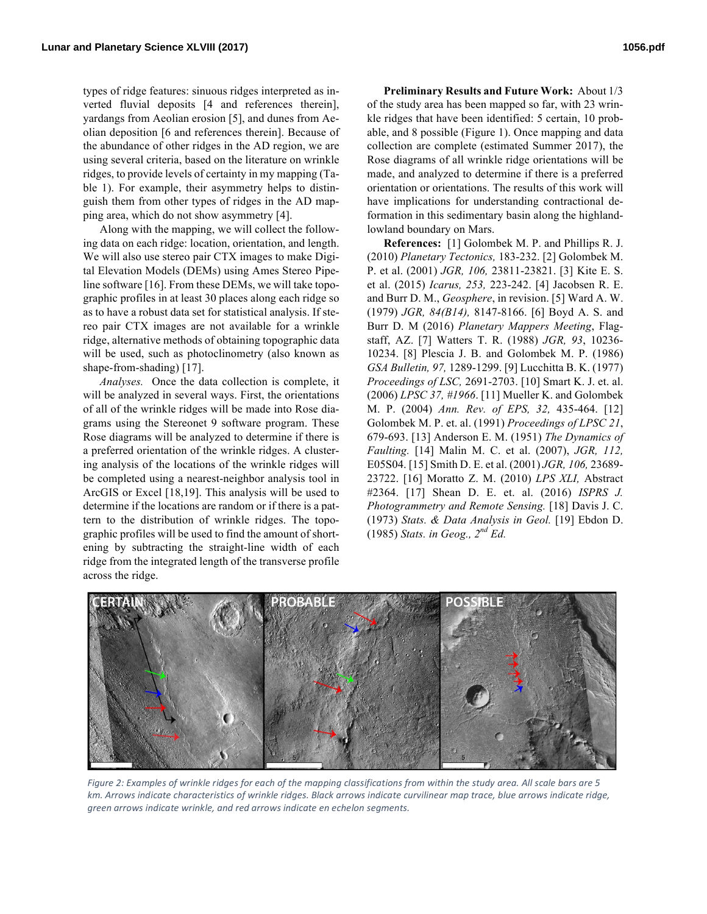types of ridge features: sinuous ridges interpreted as inverted fluvial deposits [4 and references therein], yardangs from Aeolian erosion [5], and dunes from Aeolian deposition [6 and references therein]. Because of the abundance of other ridges in the AD region, we are using several criteria, based on the literature on wrinkle ridges, to provide levels of certainty in my mapping (Table 1). For example, their asymmetry helps to distinguish them from other types of ridges in the AD mapping area, which do not show asymmetry [4].

Along with the mapping, we will collect the following data on each ridge: location, orientation, and length. We will also use stereo pair CTX images to make Digital Elevation Models (DEMs) using Ames Stereo Pipeline software [16]. From these DEMs, we will take topographic profiles in at least 30 places along each ridge so as to have a robust data set for statistical analysis. If stereo pair CTX images are not available for a wrinkle ridge, alternative methods of obtaining topographic data will be used, such as photoclinometry (also known as shape-from-shading) [17].

*Analyses.* Once the data collection is complete, it will be analyzed in several ways. First, the orientations of all of the wrinkle ridges will be made into Rose diagrams using the Stereonet 9 software program. These Rose diagrams will be analyzed to determine if there is a preferred orientation of the wrinkle ridges. A clustering analysis of the locations of the wrinkle ridges will be completed using a nearest-neighbor analysis tool in ArcGIS or Excel [18,19]. This analysis will be used to determine if the locations are random or if there is a pattern to the distribution of wrinkle ridges. The topographic profiles will be used to find the amount of shortening by subtracting the straight-line width of each ridge from the integrated length of the transverse profile across the ridge.

**Preliminary Results and Future Work:** About 1/3 of the study area has been mapped so far, with 23 wrinkle ridges that have been identified: 5 certain, 10 probable, and 8 possible (Figure 1). Once mapping and data collection are complete (estimated Summer 2017), the Rose diagrams of all wrinkle ridge orientations will be made, and analyzed to determine if there is a preferred orientation or orientations. The results of this work will have implications for understanding contractional deformation in this sedimentary basin along the highland-lowland boundary on Mars.

**References:** [1] Golombek M. P. and Phillips R. J. (2010) *Planetary Tectonics,* 183-232. [2] Golombek M. P. et al. (2001) *JGR, 106,* 23811-23821. [3] Kite E. S. et al. (2015) *Icarus, 253,* 223-242. [4] Jacobsen R. E. and Burr D. M., *Geosphere*, in revision. [5] Ward A. W. (1979) *JGR, 84(B14),* 8147-8166. [6] Boyd A. S. and Burr D. M (2016) *Planetary Mappers Meeting*, Flagstaff, AZ. [7] Watters T. R. (1988) *JGR, 93*, 10236-10234. [8] Plescia J. B. and Golombek M. P. (1986) *GSA Bulletin, 97,* 1289-1299. [9] Lucchitta B. K. (1977) *Proceedings of LSC,* 2691-2703. [10] Smart K. J. et. al. (2006) *LPSC 37, #1966*. [11] Mueller K. and Golombek M. P. (2004) *Ann. Rev. of EPS, 32,* 435-464. [12] Golombek M. P. et. al. (1991) *Proceedings of LPSC 21*, 679-693. [13] Anderson E. M. (1951) *The Dynamics of Faulting.* [14] Malin M. C. et al. (2007), *JGR, 112,* E05S04. [15] Smith D. E. et al. (2001) *JGR, 106,* 23689-23722. [16] Moratto Z. M. (2010) *LPS XLI,* Abstract #2364. [17] Shean D. E. et. al. (2016) *ISPRS J. Photogrammetry and Remote Sensing.* [18] Davis J. C. (1973) *Stats. & Data Analysis in Geol.* [19] Ebdon D. (1985) *Stats. in Geog., 2nd Ed.*

CERTAIN
PROBABLE
POSSIBLE
5
5
5

*Figure 2: Examples of wrinkle ridges for each of the mapping classifications from within the study area. All scale bars are 5 km. Arrows indicate characteristics of wrinkle ridges. Black arrows indicate curvilinear map trace, blue arrows indicate ridge, green arrows indicate wrinkle, and red arrows indicate en echelon segments.*